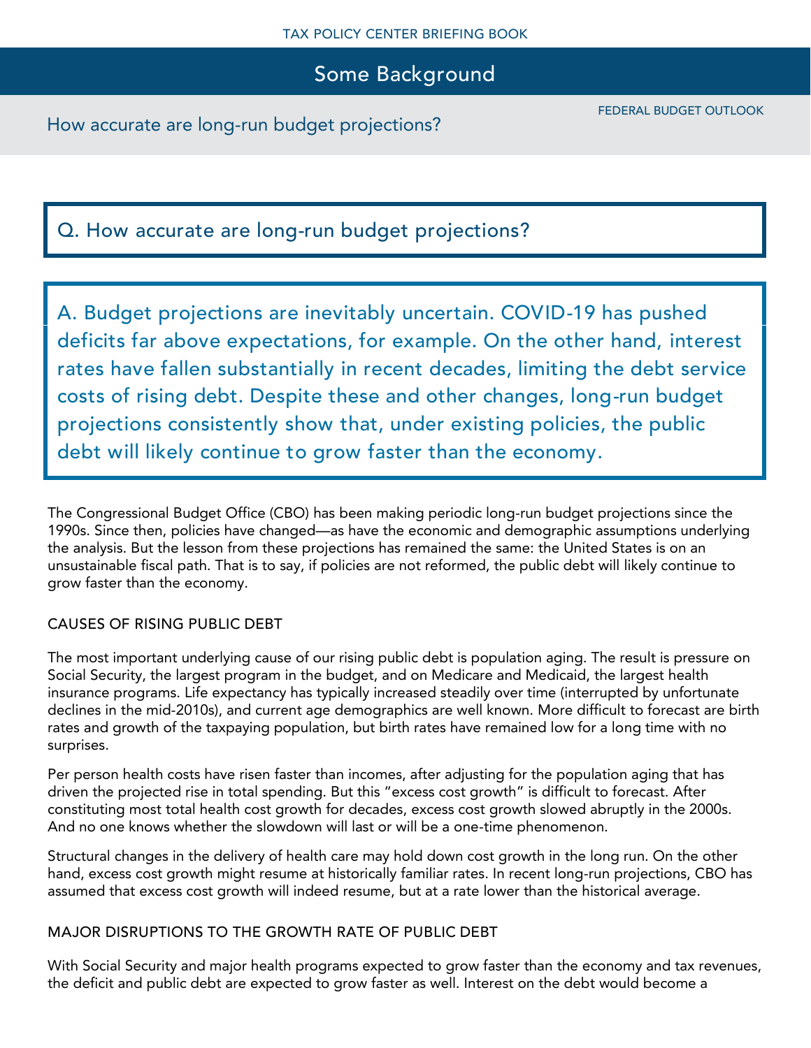TAX POLICY CENTER BRIEFING BOOK

# Some Background

## How accurate are long-run budget projections?

FEDERAL BUDGET OUTLOOK

**Q. How accurate are long-run budget projections?**

**A. Budget projections are inevitably uncertain. COVID-19 has pushed deficits far above expectations, for example. On the other hand, interest rates have fallen substantially in recent decades, limiting the debt service costs of rising debt. Despite these and other changes, long-run budget projections consistently show that, under existing policies, the public debt will likely continue to grow faster than the economy.**

The Congressional Budget Office (CBO) has been making periodic long-run budget projections since the 1990s. Since then, policies have changed—as have the economic and demographic assumptions underlying the analysis. But the lesson from these projections has remained the same: the United States is on an unsustainable fiscal path. That is to say, if policies are not reformed, the public debt will likely continue to grow faster than the economy.

### CAUSES OF RISING PUBLIC DEBT

The most important underlying cause of our rising public debt is population aging. The result is pressure on Social Security, the largest program in the budget, and on Medicare and Medicaid, the largest health insurance programs. Life expectancy has typically increased steadily over time (interrupted by unfortunate declines in the mid-2010s), and current age demographics are well known. More difficult to forecast are birth rates and growth of the taxpaying population, but birth rates have remained low for a long time with no surprises.

Per person health costs have risen faster than incomes, after adjusting for the population aging that has driven the projected rise in total spending. But this "excess cost growth" is difficult to forecast. After constituting most total health cost growth for decades, excess cost growth slowed abruptly in the 2000s. And no one knows whether the slowdown will last or will be a one-time phenomenon.

Structural changes in the delivery of health care may hold down cost growth in the long run. On the other hand, excess cost growth might resume at historically familiar rates. In recent long-run projections, CBO has assumed that excess cost growth will indeed resume, but at a rate lower than the historical average.

### MAJOR DISRUPTIONS TO THE GROWTH RATE OF PUBLIC DEBT

With Social Security and major health programs expected to grow faster than the economy and tax revenues, the deficit and public debt are expected to grow faster as well. Interest on the debt would become a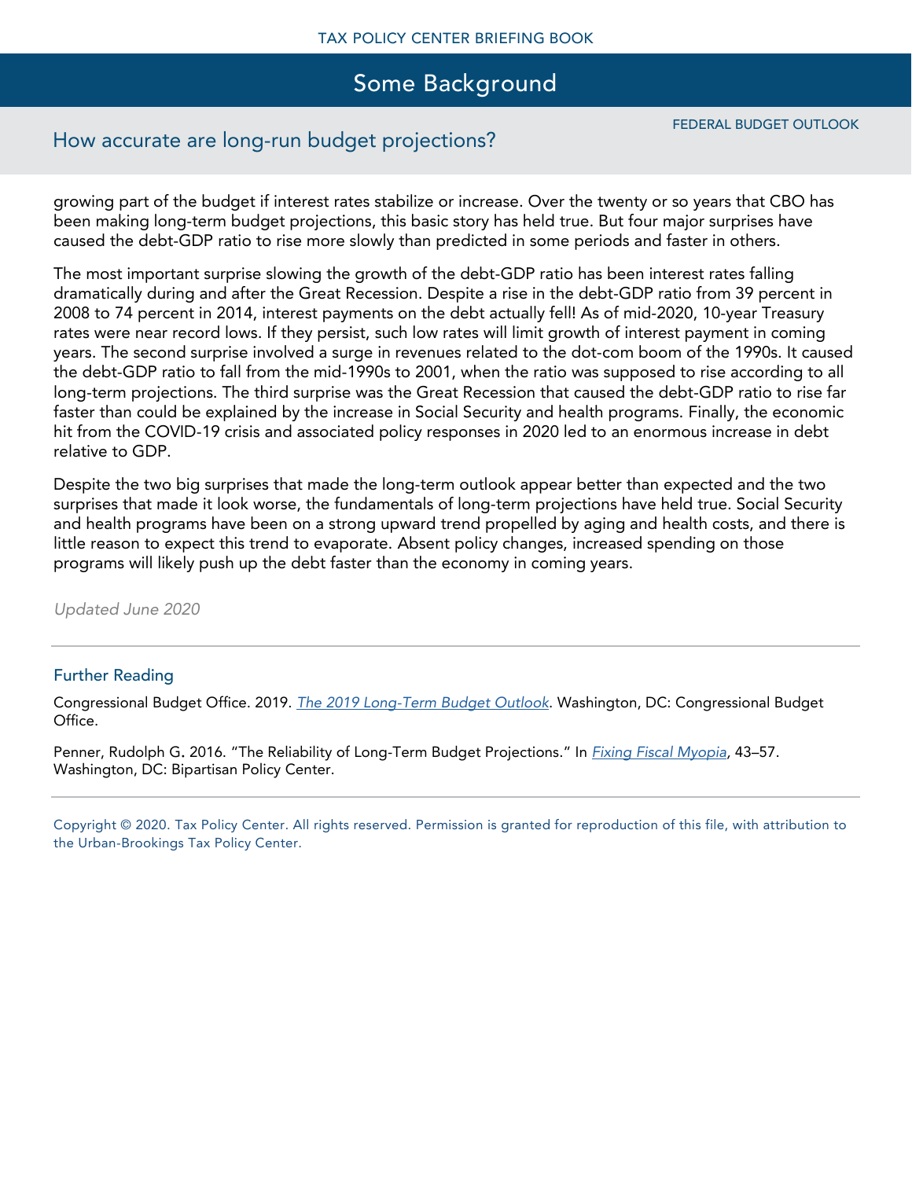growing part of the budget if interest rates stabilize or increase. Over the twenty or so years that CBO has been making long-term budget projections, this basic story has held true. But four major surprises have caused the debt-GDP ratio to rise more slowly than predicted in some periods and faster in others.

The most important surprise slowing the growth of the debt-GDP ratio has been interest rates falling dramatically during and after the Great Recession. Despite a rise in the debt-GDP ratio from 39 percent in 2008 to 74 percent in 2014, interest payments on the debt actually fell! As of mid-2020, 10-year Treasury rates were near record lows. If they persist, such low rates will limit growth of interest payment in coming years. The second surprise involved a surge in revenues related to the dot-com boom of the 1990s. It caused the debt-GDP ratio to fall from the mid-1990s to 2001, when the ratio was supposed to rise according to all long-term projections. The third surprise was the Great Recession that caused the debt-GDP ratio to rise far faster than could be explained by the increase in Social Security and health programs. Finally, the economic hit from the COVID-19 crisis and associated policy responses in 2020 led to an enormous increase in debt relative to GDP.

Despite the two big surprises that made the long-term outlook appear better than expected and the two surprises that made it look worse, the fundamentals of long-term projections have held true. Social Security and health programs have been on a strong upward trend propelled by aging and health costs, and there is little reason to expect this trend to evaporate. Absent policy changes, increased spending on those programs will likely push up the debt faster than the economy in coming years.

*Updated June 2020*

---

## Further Reading

Congressional Budget Office. 2019. *The 2019 Long-Term Budget Outlook*. Washington, DC: Congressional Budget Office.

Penner, Rudolph G. 2016. "The Reliability of Long-Term Budget Projections." In *Fixing Fiscal Myopia*, 43–57. Washington, DC: Bipartisan Policy Center.

---

Copyright © 2020. Tax Policy Center. All rights reserved. Permission is granted for reproduction of this file, with attribution to the Urban-Brookings Tax Policy Center.